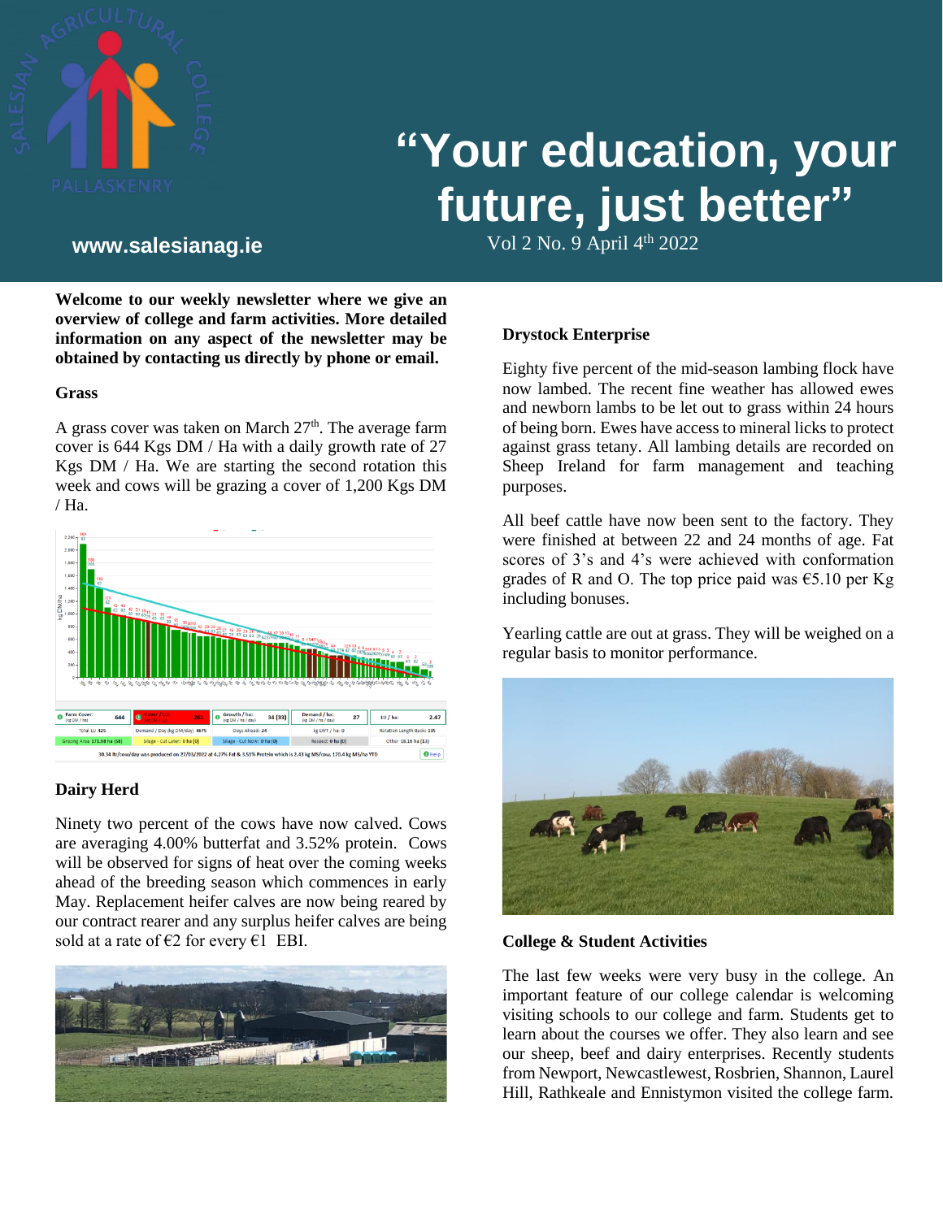# "Your education, your future, just better"

**www.salesianag.ie**

Vol 2 No. 9 April 4th 2022

**Welcome to our weekly newsletter where we give an overview of college and farm activities. More detailed information on any aspect of the newsletter may be obtained by contacting us directly by phone or email.**

### Grass

A grass cover was taken on March 27th. The average farm cover is 644 Kgs DM / Ha with a daily growth rate of 27 Kgs DM / Ha. We are starting the second rotation this week and cows will be grazing a cover of 1,200 Kgs DM / Ha.

### Dairy Herd

Ninety two percent of the cows have now calved. Cows are averaging 4.00% butterfat and 3.52% protein. Cows will be observed for signs of heat over the coming weeks ahead of the breeding season which commences in early May. Replacement heifer calves are now being reared by our contract rearer and any surplus heifer calves are being sold at a rate of €2 for every €1 EBI.

### Drystock Enterprise

Eighty five percent of the mid-season lambing flock have now lambed. The recent fine weather has allowed ewes and newborn lambs to be let out to grass within 24 hours of being born. Ewes have access to mineral licks to protect against grass tetany. All lambing details are recorded on Sheep Ireland for farm management and teaching purposes.

All beef cattle have now been sent to the factory. They were finished at between 22 and 24 months of age. Fat scores of 3's and 4's were achieved with conformation grades of R and O. The top price paid was €5.10 per Kg including bonuses.

Yearling cattle are out at grass. They will be weighed on a regular basis to monitor performance.

### College & Student Activities

The last few weeks were very busy in the college. An important feature of our college calendar is welcoming visiting schools to our college and farm. Students get to learn about the courses we offer. They also learn and see our sheep, beef and dairy enterprises. Recently students from Newport, Newcastlewest, Rosbrien, Shannon, Laurel Hill, Rathkeale and Ennistymon visited the college farm.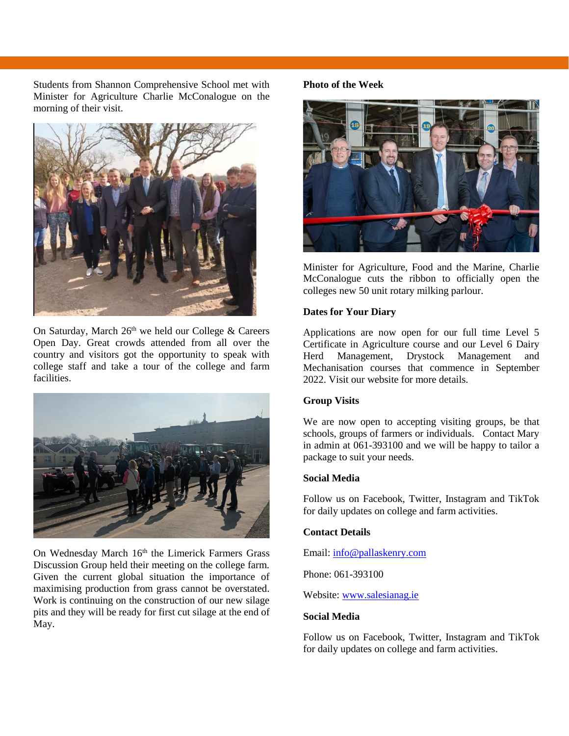Students from Shannon Comprehensive School met with Minister for Agriculture Charlie McConalogue on the morning of their visit.

On Saturday, March 26th we held our College & Careers Open Day. Great crowds attended from all over the country and visitors got the opportunity to speak with college staff and take a tour of the college and farm facilities.

On Wednesday March 16th the Limerick Farmers Grass Discussion Group held their meeting on the college farm. Given the current global situation the importance of maximising production from grass cannot be overstated. Work is continuing on the construction of our new silage pits and they will be ready for first cut silage at the end of May.

**Photo of the Week**

Minister for Agriculture, Food and the Marine, Charlie McConalogue cuts the ribbon to officially open the colleges new 50 unit rotary milking parlour.

**Dates for Your Diary**

Applications are now open for our full time Level 5 Certificate in Agriculture course and our Level 6 Dairy Herd Management, Drystock Management and Mechanisation courses that commence in September 2022. Visit our website for more details.

**Group Visits**

We are now open to accepting visiting groups, be that schools, groups of farmers or individuals. Contact Mary in admin at 061-393100 and we will be happy to tailor a package to suit your needs.

**Social Media**

Follow us on Facebook, Twitter, Instagram and TikTok for daily updates on college and farm activities.

**Contact Details**

Email: info@pallaskenry.com

Phone: 061-393100

Website: www.salesianag.ie

**Social Media**

Follow us on Facebook, Twitter, Instagram and TikTok for daily updates on college and farm activities.